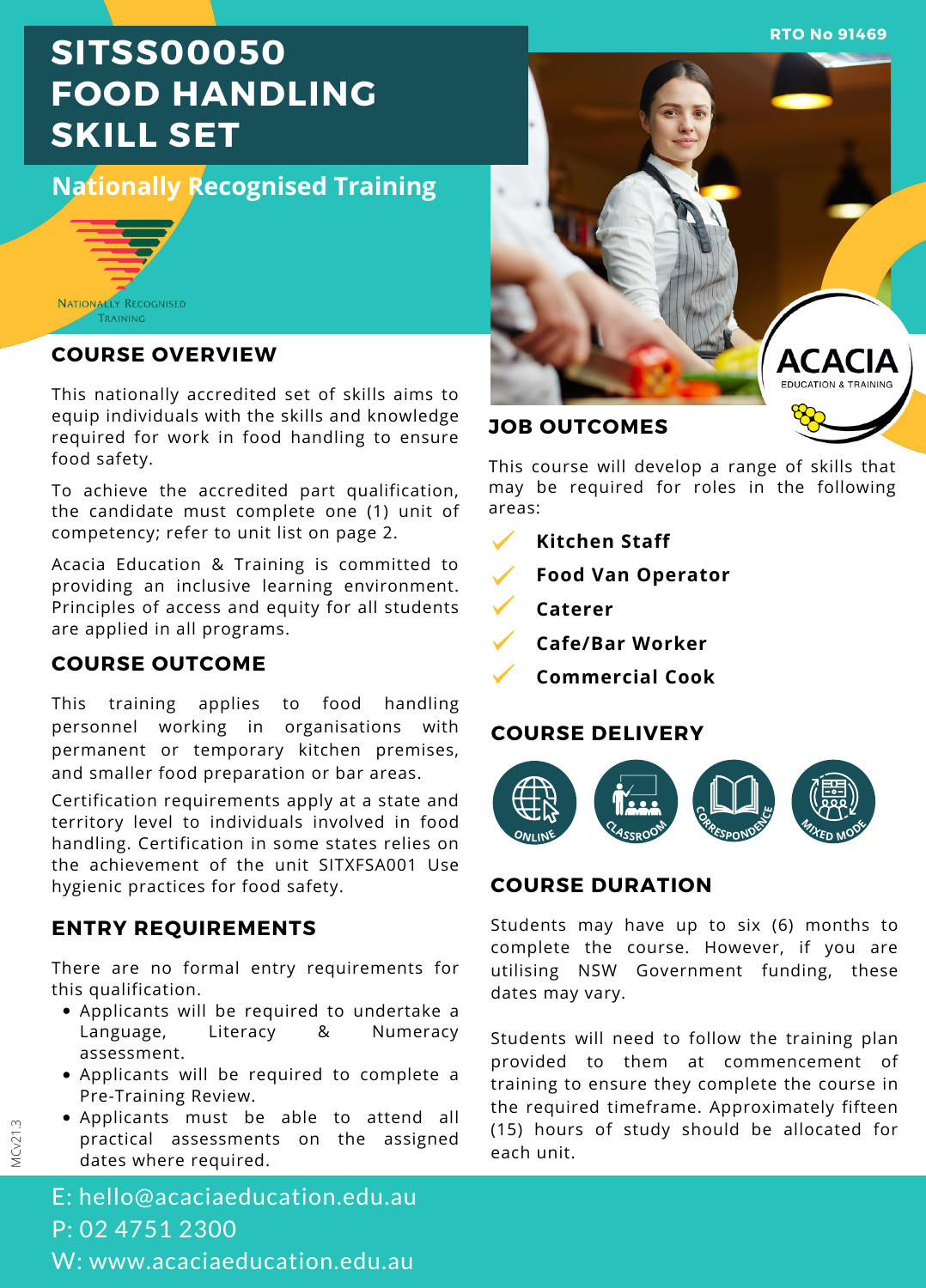RTO No 91469

# SITSS00050 FOOD HANDLING SKILL SET

**Nationally Recognised Training**

NATIONALLY RECOGNISED TRAINING

## COURSE OVERVIEW

This nationally accredited set of skills aims to equip individuals with the skills and knowledge required for work in food handling to ensure food safety.

To achieve the accredited part qualification, the candidate must complete one (1) unit of competency; refer to unit list on page 2.

Acacia Education & Training is committed to providing an inclusive learning environment. Principles of access and equity for all students are applied in all programs.

## COURSE OUTCOME

This training applies to food handling personnel working in organisations with permanent or temporary kitchen premises, and smaller food preparation or bar areas.

Certification requirements apply at a state and territory level to individuals involved in food handling. Certification in some states relies on the achievement of the unit SITXFSA001 Use hygienic practices for food safety.

## ENTRY REQUIREMENTS

There are no formal entry requirements for this qualification.

- Applicants will be required to undertake a Language, Literacy & Numeracy assessment.
- Applicants will be required to complete a Pre-Training Review.
- Applicants must be able to attend all practical assessments on the assigned dates where required.

ACACIA EDUCATION & TRAINING

## JOB OUTCOMES

This course will develop a range of skills that may be required for roles in the following areas:

- **Kitchen Staff**
- **Food Van Operator**
- **Caterer**
- **Cafe/Bar Worker**
- **Commercial Cook**

## COURSE DELIVERY

- Online
- Classroom
- Correspondence
- Mixed Mode

## COURSE DURATION

Students may have up to six (6) months to complete the course. However, if you are utilising NSW Government funding, these dates may vary.

Students will need to follow the training plan provided to them at commencement of training to ensure they complete the course in the required timeframe. Approximately fifteen (15) hours of study should be allocated for each unit.

E: hello@acaciaeducation.edu.au
P: 02 4751 2300
W: www.acaciaeducation.edu.au

MCv21.3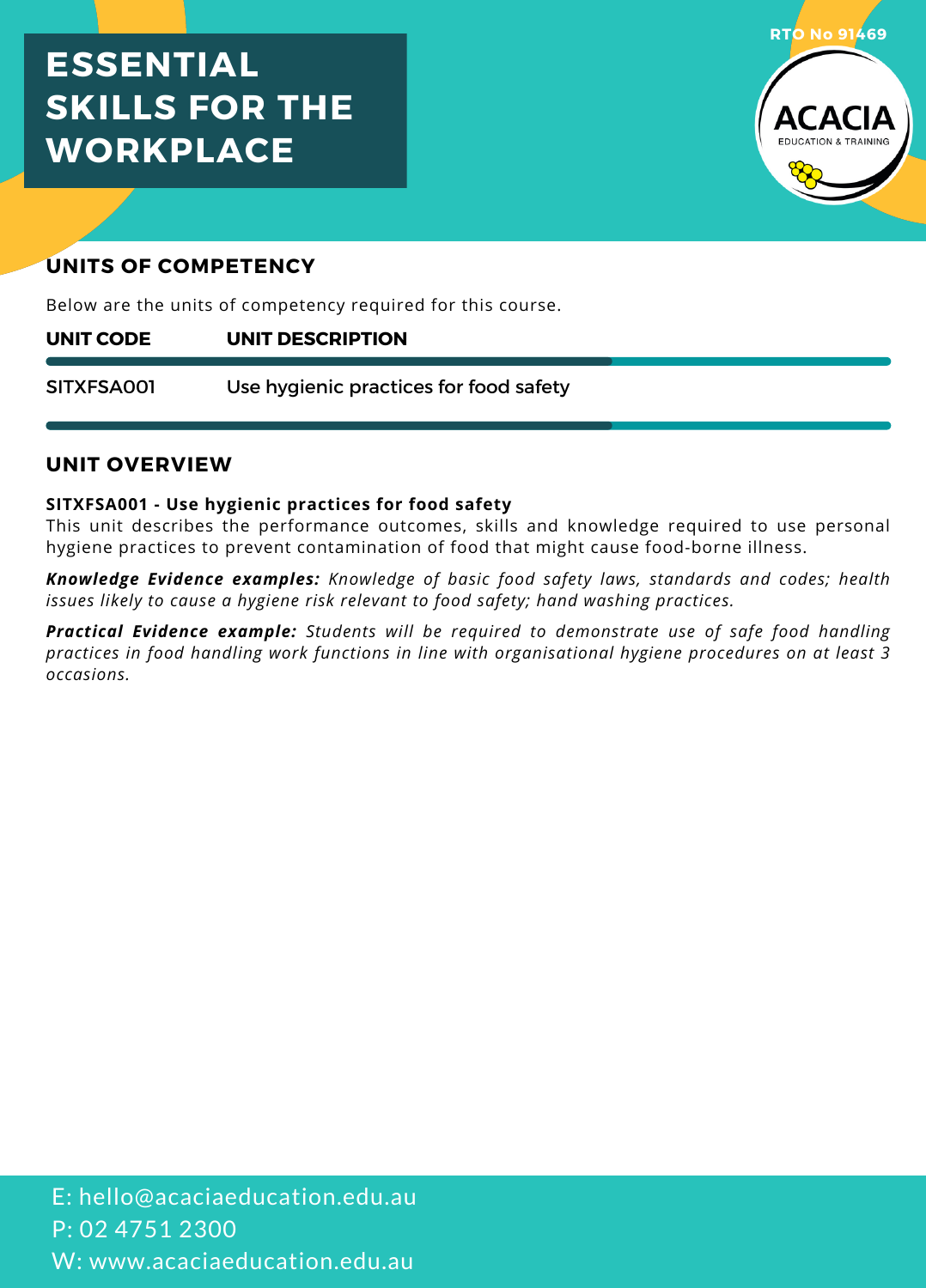# ESSENTIAL SKILLS FOR THE WORKPLACE

RTO No 91469

ACACIA EDUCATION & TRAINING

## UNITS OF COMPETENCY

Below are the units of competency required for this course.

| UNIT CODE | UNIT DESCRIPTION |
|---|---|
| SITXFSA001 | Use hygienic practices for food safety |

## UNIT OVERVIEW

**SITXFSA001 - Use hygienic practices for food safety**
This unit describes the performance outcomes, skills and knowledge required to use personal hygiene practices to prevent contamination of food that might cause food-borne illness.

***Knowledge Evidence examples:*** *Knowledge of basic food safety laws, standards and codes; health issues likely to cause a hygiene risk relevant to food safety; hand washing practices.*

***Practical Evidence example:*** *Students will be required to demonstrate use of safe food handling practices in food handling work functions in line with organisational hygiene procedures on at least 3 occasions.*

E: hello@acaciaeducation.edu.au
P: 02 4751 2300
W: www.acaciaeducation.edu.au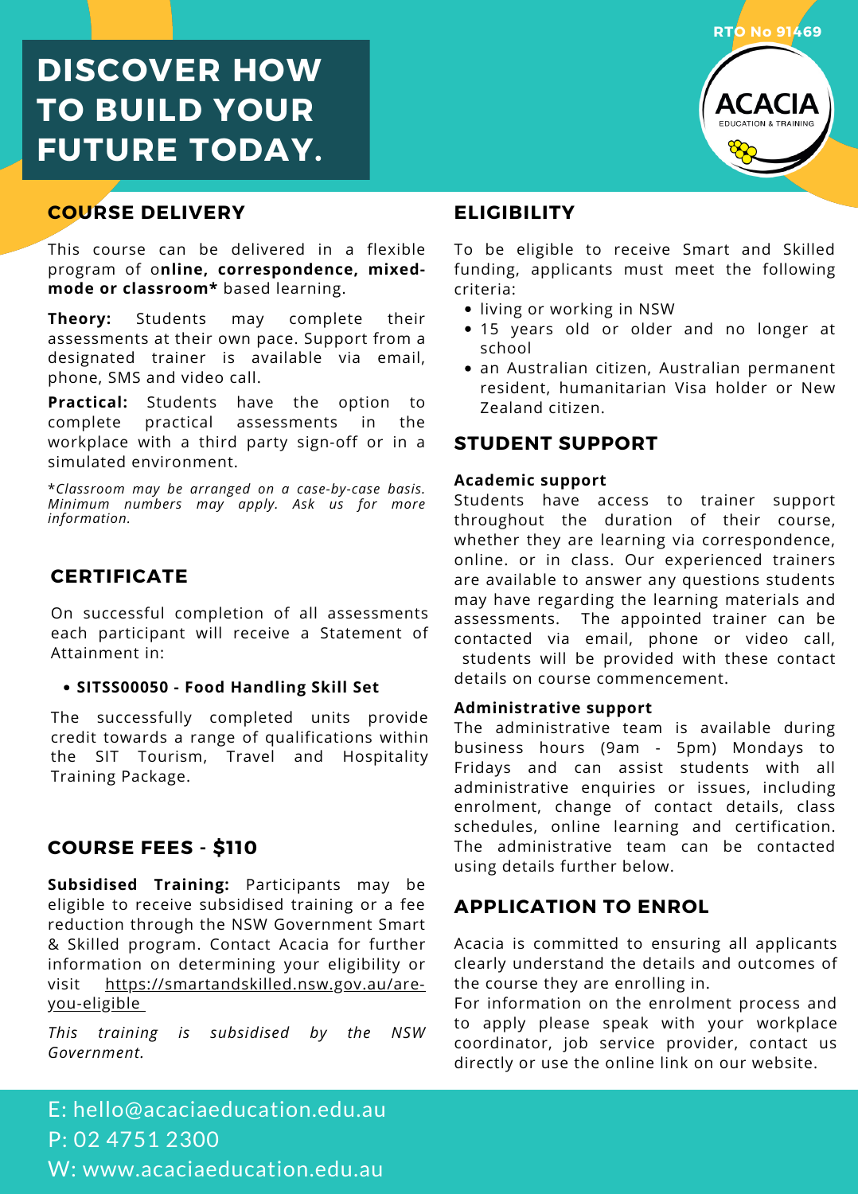RTO No 91469

# DISCOVER HOW TO BUILD YOUR FUTURE TODAY.

ACACIA EDUCATION & TRAINING

## COURSE DELIVERY

This course can be delivered in a flexible program of o**nline, correspondence, mixed-mode or classroom*** based learning.

**Theory:** Students may complete their assessments at their own pace. Support from a designated trainer is available via email, phone, SMS and video call.

**Practical:** Students have the option to complete practical assessments in the workplace with a third party sign-off or in a simulated environment.

**Classroom may be arranged on a case-by-case basis. Minimum numbers may apply. Ask us for more information.*

## CERTIFICATE

On successful completion of all assessments each participant will receive a Statement of Attainment in:

- **SITSS00050 - Food Handling Skill Set**

The successfully completed units provide credit towards a range of qualifications within the SIT Tourism, Travel and Hospitality Training Package.

## COURSE FEES - $110

**Subsidised Training:** Participants may be eligible to receive subsidised training or a fee reduction through the NSW Government Smart & Skilled program. Contact Acacia for further information on determining your eligibility or visit https://smartandskilled.nsw.gov.au/are-you-eligible

*This training is subsidised by the NSW Government.*

## ELIGIBILITY

To be eligible to receive Smart and Skilled funding, applicants must meet the following criteria:

- living or working in NSW
- 15 years old or older and no longer at school
- an Australian citizen, Australian permanent resident, humanitarian Visa holder or New Zealand citizen.

## STUDENT SUPPORT

### Academic support

Students have access to trainer support throughout the duration of their course, whether they are learning via correspondence, online. or in class. Our experienced trainers are available to answer any questions students may have regarding the learning materials and assessments. The appointed trainer can be contacted via email, phone or video call, students will be provided with these contact details on course commencement.

### Administrative support

The administrative team is available during business hours (9am - 5pm) Mondays to Fridays and can assist students with all administrative enquiries or issues, including enrolment, change of contact details, class schedules, online learning and certification. The administrative team can be contacted using details further below.

## APPLICATION TO ENROL

Acacia is committed to ensuring all applicants clearly understand the details and outcomes of the course they are enrolling in.
For information on the enrolment process and to apply please speak with your workplace coordinator, job service provider, contact us directly or use the online link on our website.

E: hello@acaciaeducation.edu.au
P: 02 4751 2300
W: www.acaciaeducation.edu.au